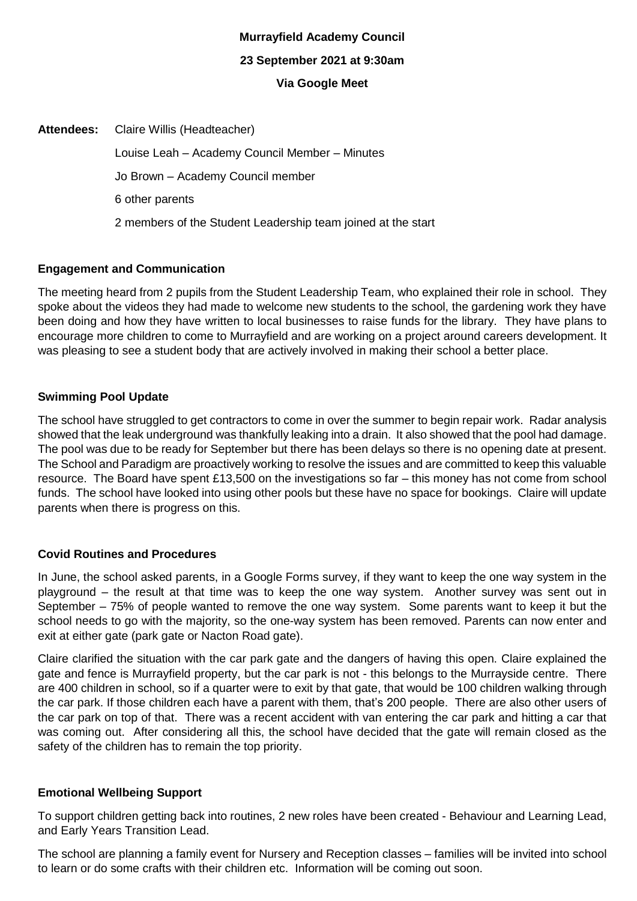**Murrayfield Academy Council**

**23 September 2021 at 9:30am**

**Via Google Meet**

**Attendees:** Claire Willis (Headteacher)

Louise Leah – Academy Council Member – Minutes

Jo Brown – Academy Council member

6 other parents

2 members of the Student Leadership team joined at the start

## Engagement and Communication

The meeting heard from 2 pupils from the Student Leadership Team, who explained their role in school. They spoke about the videos they had made to welcome new students to the school, the gardening work they have been doing and how they have written to local businesses to raise funds for the library. They have plans to encourage more children to come to Murrayfield and are working on a project around careers development. It was pleasing to see a student body that are actively involved in making their school a better place.

## Swimming Pool Update

The school have struggled to get contractors to come in over the summer to begin repair work. Radar analysis showed that the leak underground was thankfully leaking into a drain. It also showed that the pool had damage. The pool was due to be ready for September but there has been delays so there is no opening date at present. The School and Paradigm are proactively working to resolve the issues and are committed to keep this valuable resource. The Board have spent £13,500 on the investigations so far – this money has not come from school funds. The school have looked into using other pools but these have no space for bookings. Claire will update parents when there is progress on this.

## Covid Routines and Procedures

In June, the school asked parents, in a Google Forms survey, if they want to keep the one way system in the playground – the result at that time was to keep the one way system. Another survey was sent out in September – 75% of people wanted to remove the one way system. Some parents want to keep it but the school needs to go with the majority, so the one-way system has been removed. Parents can now enter and exit at either gate (park gate or Nacton Road gate).

Claire clarified the situation with the car park gate and the dangers of having this open. Claire explained the gate and fence is Murrayfield property, but the car park is not - this belongs to the Murrayside centre. There are 400 children in school, so if a quarter were to exit by that gate, that would be 100 children walking through the car park. If those children each have a parent with them, that's 200 people. There are also other users of the car park on top of that. There was a recent accident with van entering the car park and hitting a car that was coming out. After considering all this, the school have decided that the gate will remain closed as the safety of the children has to remain the top priority.

## Emotional Wellbeing Support

To support children getting back into routines, 2 new roles have been created - Behaviour and Learning Lead, and Early Years Transition Lead.

The school are planning a family event for Nursery and Reception classes – families will be invited into school to learn or do some crafts with their children etc. Information will be coming out soon.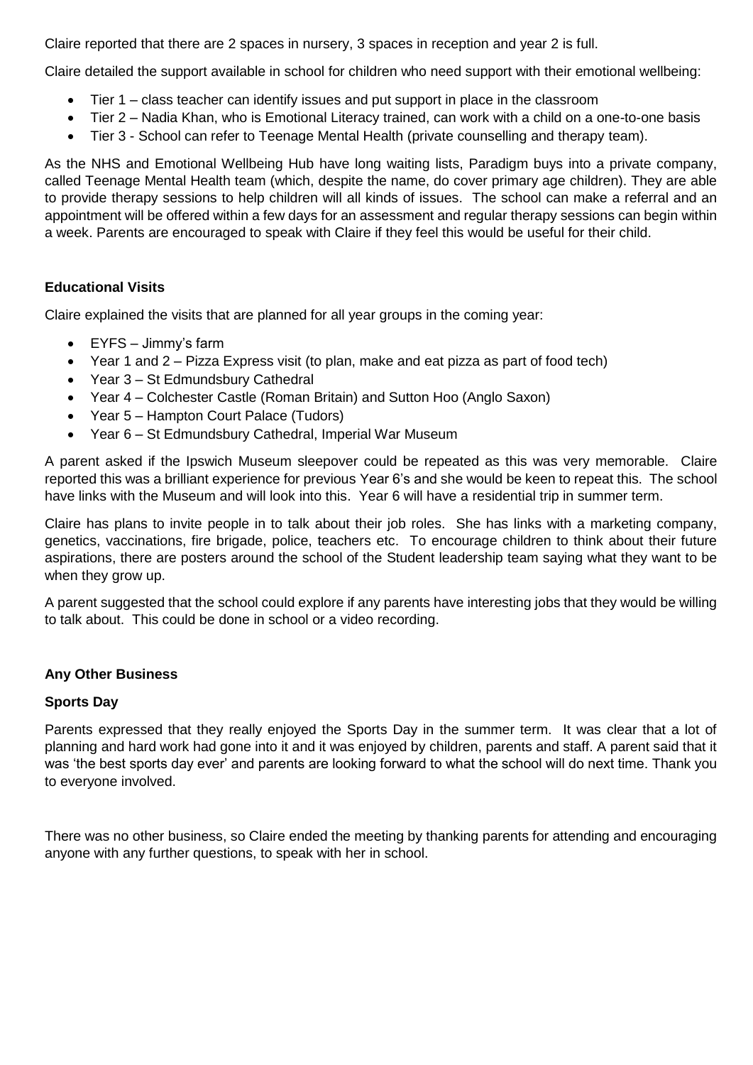Claire reported that there are 2 spaces in nursery, 3 spaces in reception and year 2 is full.

Claire detailed the support available in school for children who need support with their emotional wellbeing:

- Tier 1 – class teacher can identify issues and put support in place in the classroom
- Tier 2 – Nadia Khan, who is Emotional Literacy trained, can work with a child on a one-to-one basis
- Tier 3 - School can refer to Teenage Mental Health (private counselling and therapy team).

As the NHS and Emotional Wellbeing Hub have long waiting lists, Paradigm buys into a private company, called Teenage Mental Health team (which, despite the name, do cover primary age children). They are able to provide therapy sessions to help children will all kinds of issues. The school can make a referral and an appointment will be offered within a few days for an assessment and regular therapy sessions can begin within a week. Parents are encouraged to speak with Claire if they feel this would be useful for their child.

**Educational Visits**

Claire explained the visits that are planned for all year groups in the coming year:

- EYFS – Jimmy's farm
- Year 1 and 2 – Pizza Express visit (to plan, make and eat pizza as part of food tech)
- Year 3 – St Edmundsbury Cathedral
- Year 4 – Colchester Castle (Roman Britain) and Sutton Hoo (Anglo Saxon)
- Year 5 – Hampton Court Palace (Tudors)
- Year 6 – St Edmundsbury Cathedral, Imperial War Museum

A parent asked if the Ipswich Museum sleepover could be repeated as this was very memorable. Claire reported this was a brilliant experience for previous Year 6's and she would be keen to repeat this. The school have links with the Museum and will look into this. Year 6 will have a residential trip in summer term.

Claire has plans to invite people in to talk about their job roles. She has links with a marketing company, genetics, vaccinations, fire brigade, police, teachers etc. To encourage children to think about their future aspirations, there are posters around the school of the Student leadership team saying what they want to be when they grow up.

A parent suggested that the school could explore if any parents have interesting jobs that they would be willing to talk about. This could be done in school or a video recording.

**Any Other Business**

**Sports Day**

Parents expressed that they really enjoyed the Sports Day in the summer term. It was clear that a lot of planning and hard work had gone into it and it was enjoyed by children, parents and staff. A parent said that it was 'the best sports day ever' and parents are looking forward to what the school will do next time. Thank you to everyone involved.

There was no other business, so Claire ended the meeting by thanking parents for attending and encouraging anyone with any further questions, to speak with her in school.